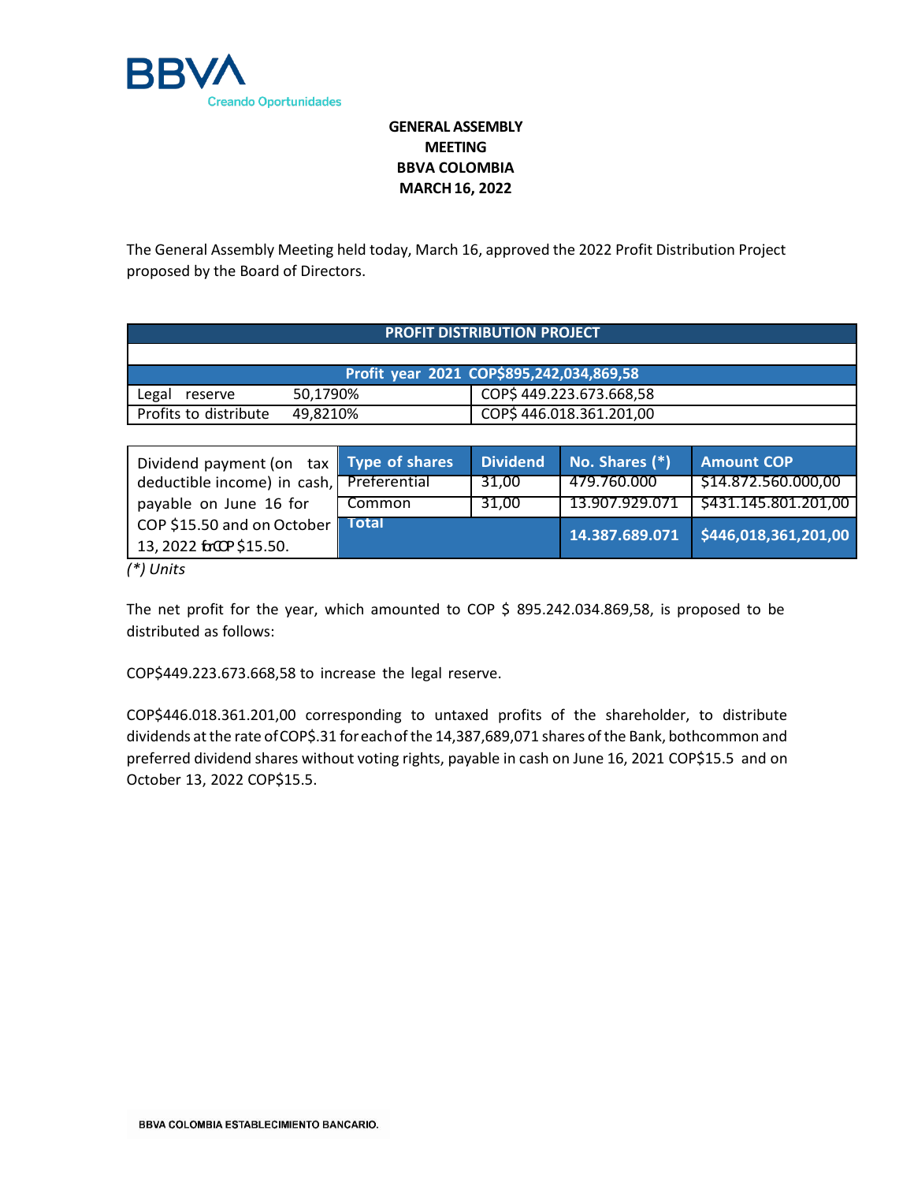BBVA
Creando Oportunidades

# GENERAL ASSEMBLY MEETING BBVA COLOMBIA MARCH 16, 2022

The General Assembly Meeting held today, March 16, approved the 2022 Profit Distribution Project proposed by the Board of Directors.

| PROFIT DISTRIBUTION PROJECT | | | | |
|---|---|---|---|---|
| **Profit year 2021 COP$895,242,034,869,58** | | | | |
| Legal reserve | 50,1790% | COP$ 449.223.673.668,58 | | |
| Profits to distribute | 49,8210% | COP$ 446.018.361.201,00 | | |

| Dividend payment (on tax deductible income) in cash, payable on June 16 for COP $15.50 and on October 13, 2022 for COP $15.50. | Type of shares | Dividend | No. Shares (*) | Amount COP |
|---|---|---|---|---|
| | Preferential | 31,00 | 479.760.000 | $14.872.560.000,00 |
| | Common | 31,00 | 13.907.929.071 | $431.145.801.201,00 |
| | **Total** | | **14.387.689.071** | **$446,018,361,201,00** |

*(*) Units*

The net profit for the year, which amounted to COP $ 895.242.034.869,58, is proposed to be distributed as follows:

COP$449.223.673.668,58 to increase the legal reserve.

COP$446.018.361.201,00 corresponding to untaxed profits of the shareholder, to distribute dividends at the rate of COP$.31 for each of the 14,387,689,071 shares of the Bank, both common and preferred dividend shares without voting rights, payable in cash on June 16, 2021 COP$15.5 and on October 13, 2022 COP$15.5.

BBVA COLOMBIA ESTABLECIMIENTO BANCARIO.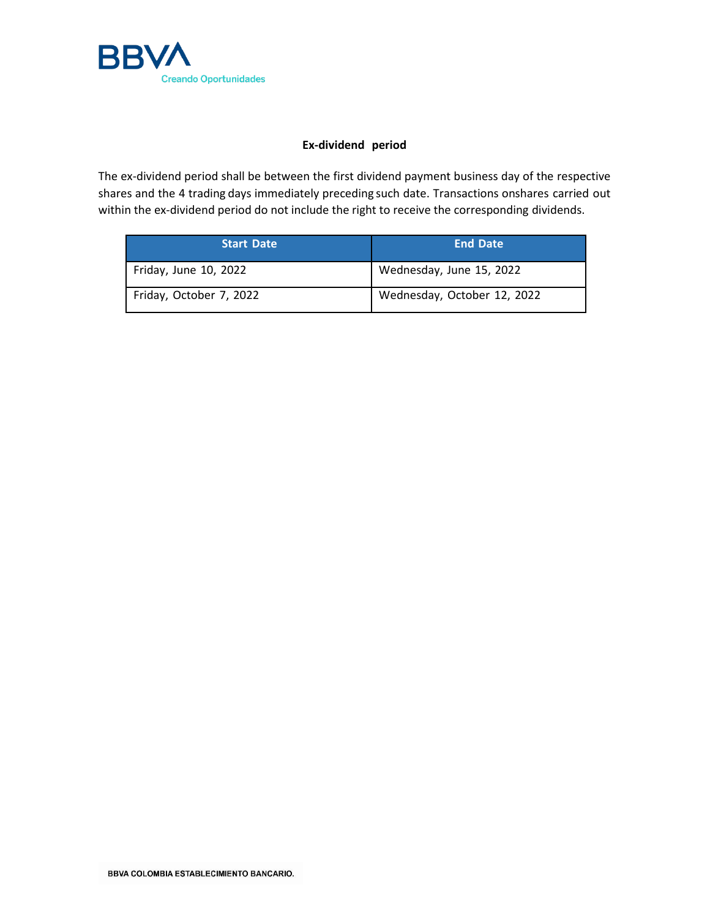**Ex-dividend period**

The ex-dividend period shall be between the first dividend payment business day of the respective shares and the 4 trading days immediately preceding such date. Transactions onshares carried out within the ex-dividend period do not include the right to receive the corresponding dividends.

| Start Date | End Date |
|---|---|
| Friday, June 10, 2022 | Wednesday, June 15, 2022 |
| Friday, October 7, 2022 | Wednesday, October 12, 2022 |